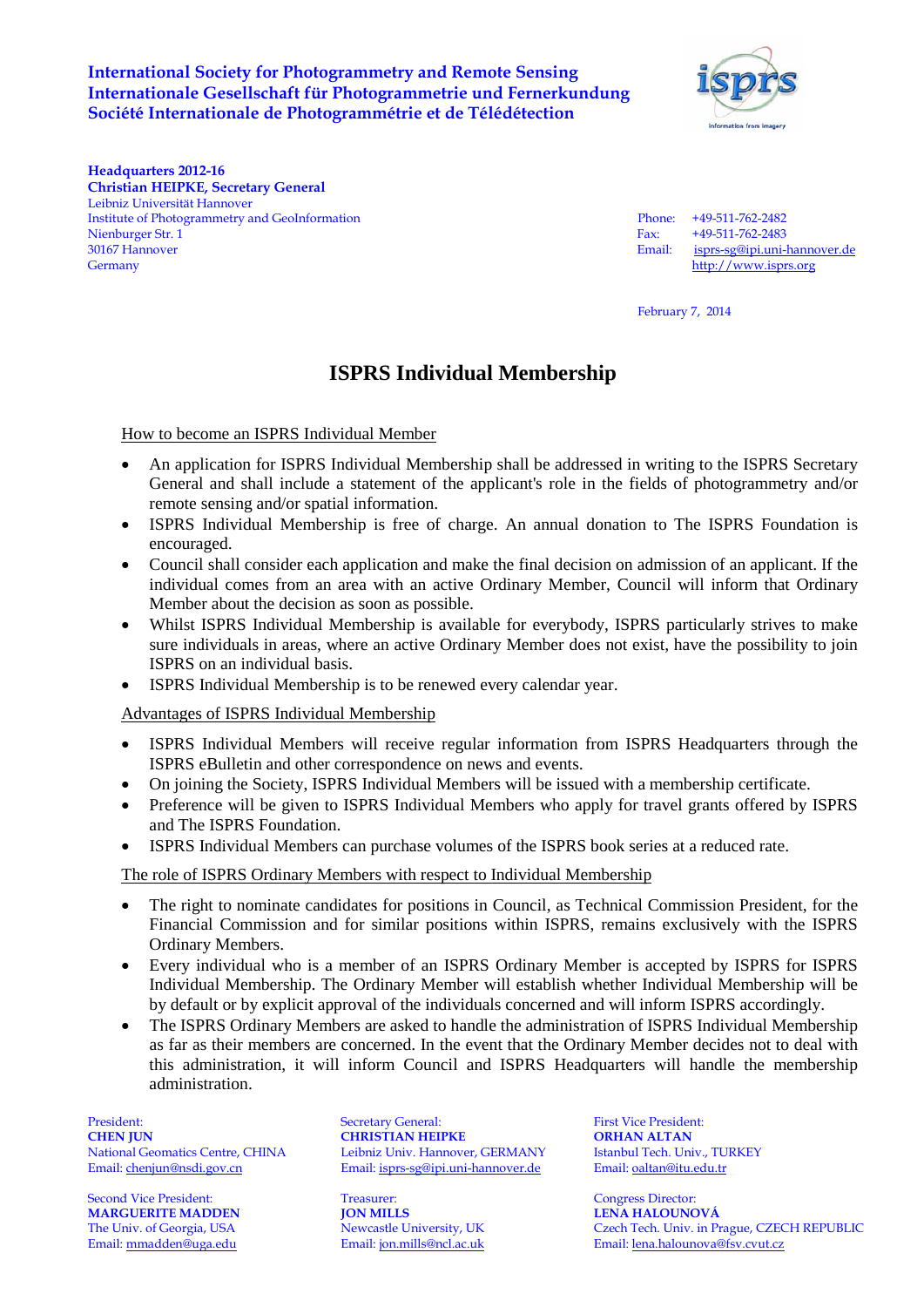**International Society for Photogrammetry and Remote Sensing**
**Internationale Gesellschaft für Photogrammetrie und Fernerkundung**
**Société Internationale de Photogrammétrie et de Télédétection**

**Headquarters 2012-16**
**Christian HEIPKE, Secretary General**
Leibniz Universität Hannover
Institute of Photogrammetry and GeoInformation
Nienburger Str. 1
30167 Hannover
Germany

Phone: +49-511-762-2482
Fax: +49-511-762-2483
Email: isprs-sg@ipi.uni-hannover.de
http://www.isprs.org

February 7, 2014

# ISPRS Individual Membership

## How to become an ISPRS Individual Member

- An application for ISPRS Individual Membership shall be addressed in writing to the ISPRS Secretary General and shall include a statement of the applicant's role in the fields of photogrammetry and/or remote sensing and/or spatial information.
- ISPRS Individual Membership is free of charge. An annual donation to The ISPRS Foundation is encouraged.
- Council shall consider each application and make the final decision on admission of an applicant. If the individual comes from an area with an active Ordinary Member, Council will inform that Ordinary Member about the decision as soon as possible.
- Whilst ISPRS Individual Membership is available for everybody, ISPRS particularly strives to make sure individuals in areas, where an active Ordinary Member does not exist, have the possibility to join ISPRS on an individual basis.
- ISPRS Individual Membership is to be renewed every calendar year.

## Advantages of ISPRS Individual Membership

- ISPRS Individual Members will receive regular information from ISPRS Headquarters through the ISPRS eBulletin and other correspondence on news and events.
- On joining the Society, ISPRS Individual Members will be issued with a membership certificate.
- Preference will be given to ISPRS Individual Members who apply for travel grants offered by ISPRS and The ISPRS Foundation.
- ISPRS Individual Members can purchase volumes of the ISPRS book series at a reduced rate.

## The role of ISPRS Ordinary Members with respect to Individual Membership

- The right to nominate candidates for positions in Council, as Technical Commission President, for the Financial Commission and for similar positions within ISPRS, remains exclusively with the ISPRS Ordinary Members.
- Every individual who is a member of an ISPRS Ordinary Member is accepted by ISPRS for ISPRS Individual Membership. The Ordinary Member will establish whether Individual Membership will be by default or by explicit approval of the individuals concerned and will inform ISPRS accordingly.
- The ISPRS Ordinary Members are asked to handle the administration of ISPRS Individual Membership as far as their members are concerned. In the event that the Ordinary Member decides not to deal with this administration, it will inform Council and ISPRS Headquarters will handle the membership administration.

President:
**CHEN JUN**
National Geomatics Centre, CHINA
Email: chenjun@nsdi.gov.cn

Secretary General:
**CHRISTIAN HEIPKE**
Leibniz Univ. Hannover, GERMANY
Email: isprs-sg@ipi.uni-hannover.de

First Vice President:
**ORHAN ALTAN**
Istanbul Tech. Univ., TURKEY
Email: oaltan@itu.edu.tr

Second Vice President:
**MARGUERITE MADDEN**
The Univ. of Georgia, USA
Email: mmadden@uga.edu

Treasurer:
**JON MILLS**
Newcastle University, UK
Email: jon.mills@ncl.ac.uk

Congress Director:
**LENA HALOUNOVÁ**
Czech Tech. Univ. in Prague, CZECH REPUBLIC
Email: lena.halounova@fsv.cvut.cz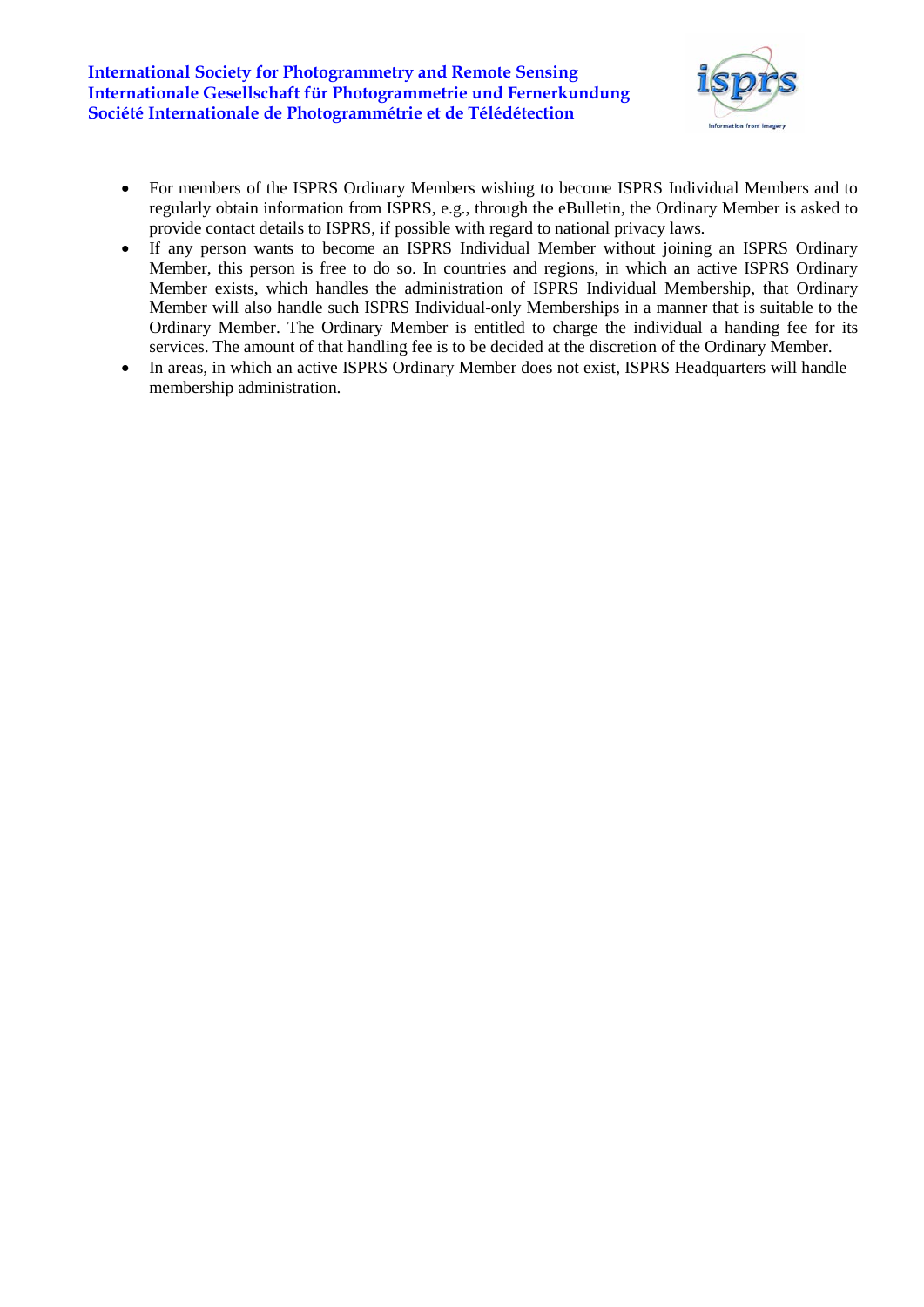- For members of the ISPRS Ordinary Members wishing to become ISPRS Individual Members and to regularly obtain information from ISPRS, e.g., through the eBulletin, the Ordinary Member is asked to provide contact details to ISPRS, if possible with regard to national privacy laws.
- If any person wants to become an ISPRS Individual Member without joining an ISPRS Ordinary Member, this person is free to do so. In countries and regions, in which an active ISPRS Ordinary Member exists, which handles the administration of ISPRS Individual Membership, that Ordinary Member will also handle such ISPRS Individual-only Memberships in a manner that is suitable to the Ordinary Member. The Ordinary Member is entitled to charge the individual a handing fee for its services. The amount of that handling fee is to be decided at the discretion of the Ordinary Member.
- In areas, in which an active ISPRS Ordinary Member does not exist, ISPRS Headquarters will handle membership administration.